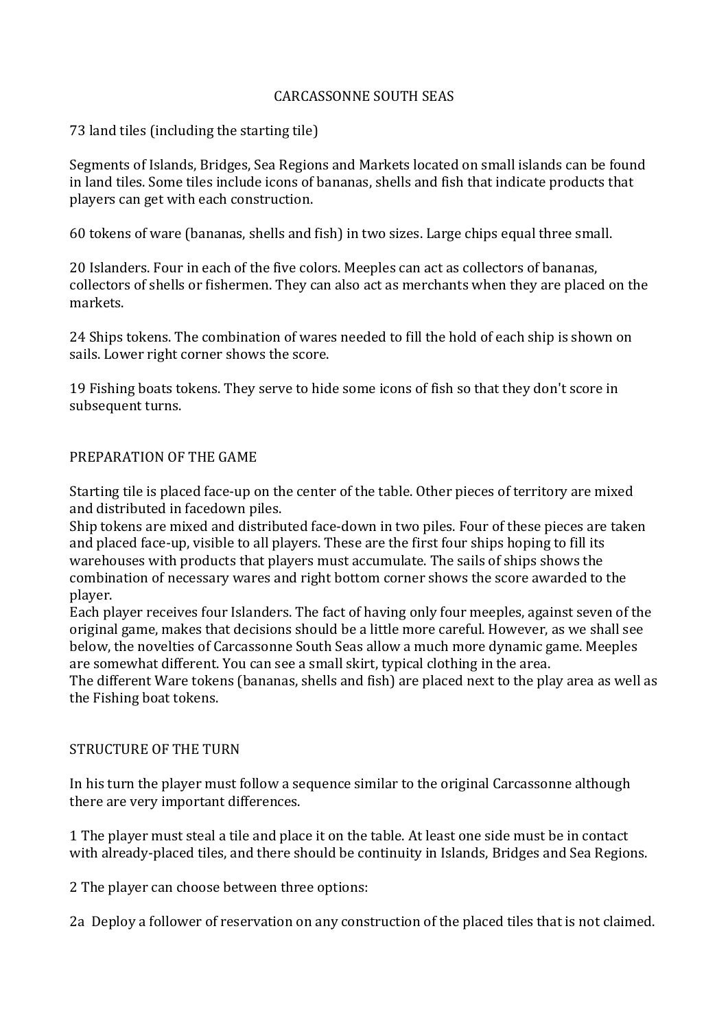# CARCASSONNE SOUTH SEAS

73 land tiles (including the starting tile)

Segments of Islands, Bridges, Sea Regions and Markets located on small islands can be found in land tiles. Some tiles include icons of bananas, shells and fish that indicate products that players can get with each construction.

60 tokens of ware (bananas, shells and fish) in two sizes. Large chips equal three small.

20 Islanders. Four in each of the five colors. Meeples can act as collectors of bananas, collectors of shells or fishermen. They can also act as merchants when they are placed on the markets.

24 Ships tokens. The combination of wares needed to fill the hold of each ship is shown on sails. Lower right corner shows the score.

19 Fishing boats tokens. They serve to hide some icons of fish so that they don't score in subsequent turns.

## PREPARATION OF THE GAME

Starting tile is placed face-up on the center of the table. Other pieces of territory are mixed and distributed in facedown piles.
Ship tokens are mixed and distributed face-down in two piles. Four of these pieces are taken and placed face-up, visible to all players. These are the first four ships hoping to fill its warehouses with products that players must accumulate. The sails of ships shows the combination of necessary wares and right bottom corner shows the score awarded to the player.
Each player receives four Islanders. The fact of having only four meeples, against seven of the original game, makes that decisions should be a little more careful. However, as we shall see below, the novelties of Carcassonne South Seas allow a much more dynamic game. Meeples are somewhat different. You can see a small skirt, typical clothing in the area.
The different Ware tokens (bananas, shells and fish) are placed next to the play area as well as the Fishing boat tokens.

## STRUCTURE OF THE TURN

In his turn the player must follow a sequence similar to the original Carcassonne although there are very important differences.

1 The player must steal a tile and place it on the table. At least one side must be in contact with already-placed tiles, and there should be continuity in Islands, Bridges and Sea Regions.

2 The player can choose between three options:

2a Deploy a follower of reservation on any construction of the placed tiles that is not claimed.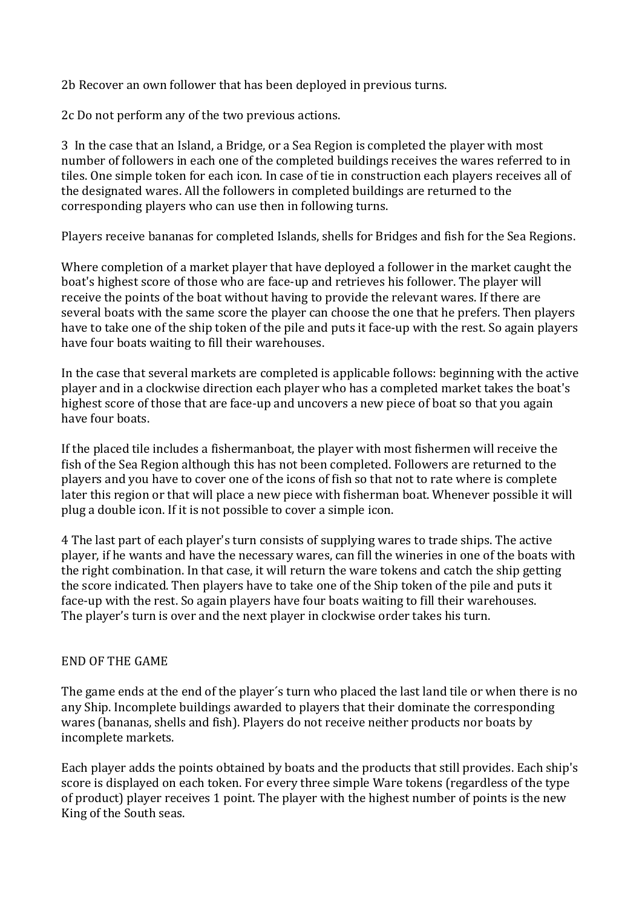2b Recover an own follower that has been deployed in previous turns.

2c Do not perform any of the two previous actions.

3 In the case that an Island, a Bridge, or a Sea Region is completed the player with most number of followers in each one of the completed buildings receives the wares referred to in tiles. One simple token for each icon. In case of tie in construction each players receives all of the designated wares. All the followers in completed buildings are returned to the corresponding players who can use then in following turns.

Players receive bananas for completed Islands, shells for Bridges and fish for the Sea Regions.

Where completion of a market player that have deployed a follower in the market caught the boat's highest score of those who are face-up and retrieves his follower. The player will receive the points of the boat without having to provide the relevant wares. If there are several boats with the same score the player can choose the one that he prefers. Then players have to take one of the ship token of the pile and puts it face-up with the rest. So again players have four boats waiting to fill their warehouses.

In the case that several markets are completed is applicable follows: beginning with the active player and in a clockwise direction each player who has a completed market takes the boat's highest score of those that are face-up and uncovers a new piece of boat so that you again have four boats.

If the placed tile includes a fishermanboat, the player with most fishermen will receive the fish of the Sea Region although this has not been completed. Followers are returned to the players and you have to cover one of the icons of fish so that not to rate where is complete later this region or that will place a new piece with fisherman boat. Whenever possible it will plug a double icon. If it is not possible to cover a simple icon.

4 The last part of each player's turn consists of supplying wares to trade ships. The active player, if he wants and have the necessary wares, can fill the wineries in one of the boats with the right combination. In that case, it will return the ware tokens and catch the ship getting the score indicated. Then players have to take one of the Ship token of the pile and puts it face-up with the rest. So again players have four boats waiting to fill their warehouses.
The player's turn is over and the next player in clockwise order takes his turn.

## END OF THE GAME

The game ends at the end of the player´s turn who placed the last land tile or when there is no any Ship. Incomplete buildings awarded to players that their dominate the corresponding wares (bananas, shells and fish). Players do not receive neither products nor boats by incomplete markets.

Each player adds the points obtained by boats and the products that still provides. Each ship's score is displayed on each token. For every three simple Ware tokens (regardless of the type of product) player receives 1 point. The player with the highest number of points is the new King of the South seas.